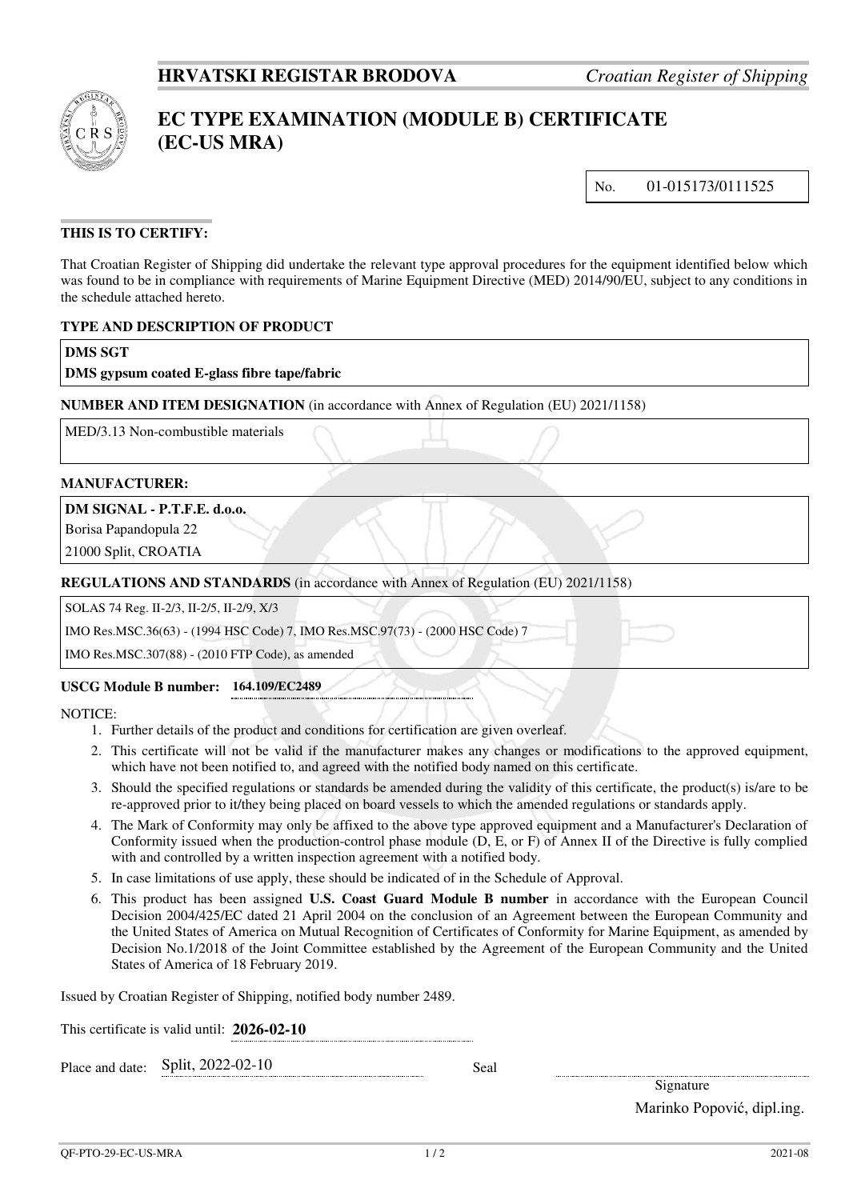**HRVATSKI REGISTAR BRODOVA** *Croatian Register of Shipping*

# EC TYPE EXAMINATION (MODULE B) CERTIFICATE (EC-US MRA)

No. 01-015173/0111525

**THIS IS TO CERTIFY:**

That Croatian Register of Shipping did undertake the relevant type approval procedures for the equipment identified below which was found to be in compliance with requirements of Marine Equipment Directive (MED) 2014/90/EU, subject to any conditions in the schedule attached hereto.

**TYPE AND DESCRIPTION OF PRODUCT**

**DMS SGT**

**DMS gypsum coated E-glass fibre tape/fabric**

**NUMBER AND ITEM DESIGNATION** (in accordance with Annex of Regulation (EU) 2021/1158)

MED/3.13 Non-combustible materials

**MANUFACTURER:**

**DM SIGNAL - P.T.F.E. d.o.o.**

Borisa Papandopula 22

21000 Split, CROATIA

**REGULATIONS AND STANDARDS** (in accordance with Annex of Regulation (EU) 2021/1158)

SOLAS 74 Reg. II-2/3, II-2/5, II-2/9, X/3

IMO Res.MSC.36(63) - (1994 HSC Code) 7, IMO Res.MSC.97(73) - (2000 HSC Code) 7

IMO Res.MSC.307(88) - (2010 FTP Code), as amended

**USCG Module B number:** **164.109/EC2489**

NOTICE:

1. Further details of the product and conditions for certification are given overleaf.
2. This certificate will not be valid if the manufacturer makes any changes or modifications to the approved equipment, which have not been notified to, and agreed with the notified body named on this certificate.
3. Should the specified regulations or standards be amended during the validity of this certificate, the product(s) is/are to be re-approved prior to it/they being placed on board vessels to which the amended regulations or standards apply.
4. The Mark of Conformity may only be affixed to the above type approved equipment and a Manufacturer's Declaration of Conformity issued when the production-control phase module (D, E, or F) of Annex II of the Directive is fully complied with and controlled by a written inspection agreement with a notified body.
5. In case limitations of use apply, these should be indicated of in the Schedule of Approval.
6. This product has been assigned **U.S. Coast Guard Module B number** in accordance with the European Council Decision 2004/425/EC dated 21 April 2004 on the conclusion of an Agreement between the European Community and the United States of America on Mutual Recognition of Certificates of Conformity for Marine Equipment, as amended by Decision No.1/2018 of the Joint Committee established by the Agreement of the European Community and the United States of America of 18 February 2019.

Issued by Croatian Register of Shipping, notified body number 2489.

This certificate is valid until: **2026-02-10**

Place and date: Split, 2022-02-10

Seal

Signature

Marinko Popović, dipl.ing.

QF-PTO-29-EC-US-MRA 2021-08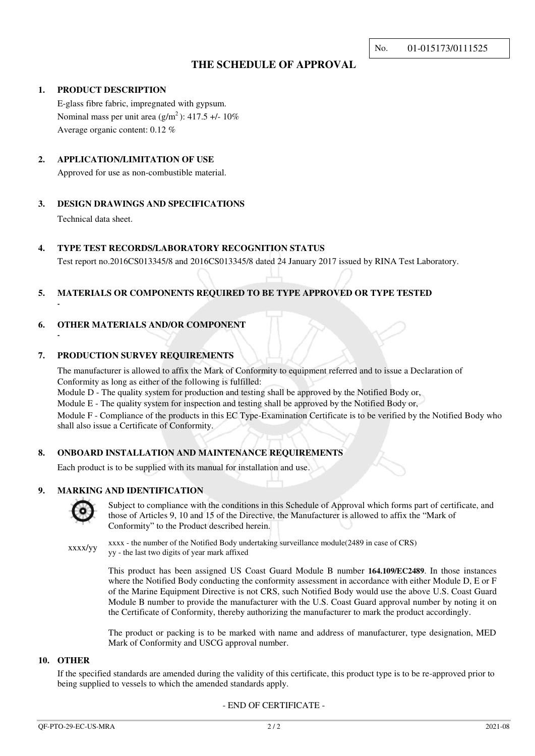No. 01-015173/0111525

# THE SCHEDULE OF APPROVAL

## 1. PRODUCT DESCRIPTION

E-glass fibre fabric, impregnated with gypsum.
Nominal mass per unit area ($g/m^2$): 417.5 +/- 10%
Average organic content: 0.12 %

## 2. APPLICATION/LIMITATION OF USE

Approved for use as non-combustible material.

## 3. DESIGN DRAWINGS AND SPECIFICATIONS

Technical data sheet.

## 4. TYPE TEST RECORDS/LABORATORY RECOGNITION STATUS

Test report no.2016CS013345/8 and 2016CS013345/8 dated 24 January 2017 issued by RINA Test Laboratory.

## 5. MATERIALS OR COMPONENTS REQUIRED TO BE TYPE APPROVED OR TYPE TESTED

-

## 6. OTHER MATERIALS AND/OR COMPONENT

-

## 7. PRODUCTION SURVEY REQUIREMENTS

The manufacturer is allowed to affix the Mark of Conformity to equipment referred and to issue a Declaration of Conformity as long as either of the following is fulfilled:
Module D - The quality system for production and testing shall be approved by the Notified Body or,
Module E - The quality system for inspection and testing shall be approved by the Notified Body or,
Module F - Compliance of the products in this EC Type-Examination Certificate is to be verified by the Notified Body who shall also issue a Certificate of Conformity.

## 8. ONBOARD INSTALLATION AND MAINTENANCE REQUIREMENTS

Each product is to be supplied with its manual for installation and use.

## 9. MARKING AND IDENTIFICATION

Subject to compliance with the conditions in this Schedule of Approval which forms part of certificate, and those of Articles 9, 10 and 15 of the Directive, the Manufacturer is allowed to affix the "Mark of Conformity" to the Product described herein.

xxxx/yy

xxxx - the number of the Notified Body undertaking surveillance module(2489 in case of CRS)
yy - the last two digits of year mark affixed

This product has been assigned US Coast Guard Module B number **164.109/EC2489**. In those instances where the Notified Body conducting the conformity assessment in accordance with either Module D, E or F of the Marine Equipment Directive is not CRS, such Notified Body would use the above U.S. Coast Guard Module B number to provide the manufacturer with the U.S. Coast Guard approval number by noting it on the Certificate of Conformity, thereby authorizing the manufacturer to mark the product accordingly.

The product or packing is to be marked with name and address of manufacturer, type designation, MED Mark of Conformity and USCG approval number.

## 10. OTHER

If the specified standards are amended during the validity of this certificate, this product type is to be re-approved prior to being supplied to vessels to which the amended standards apply.

- END OF CERTIFICATE -

QF-PTO-29-EC-US-MRA 2021-08